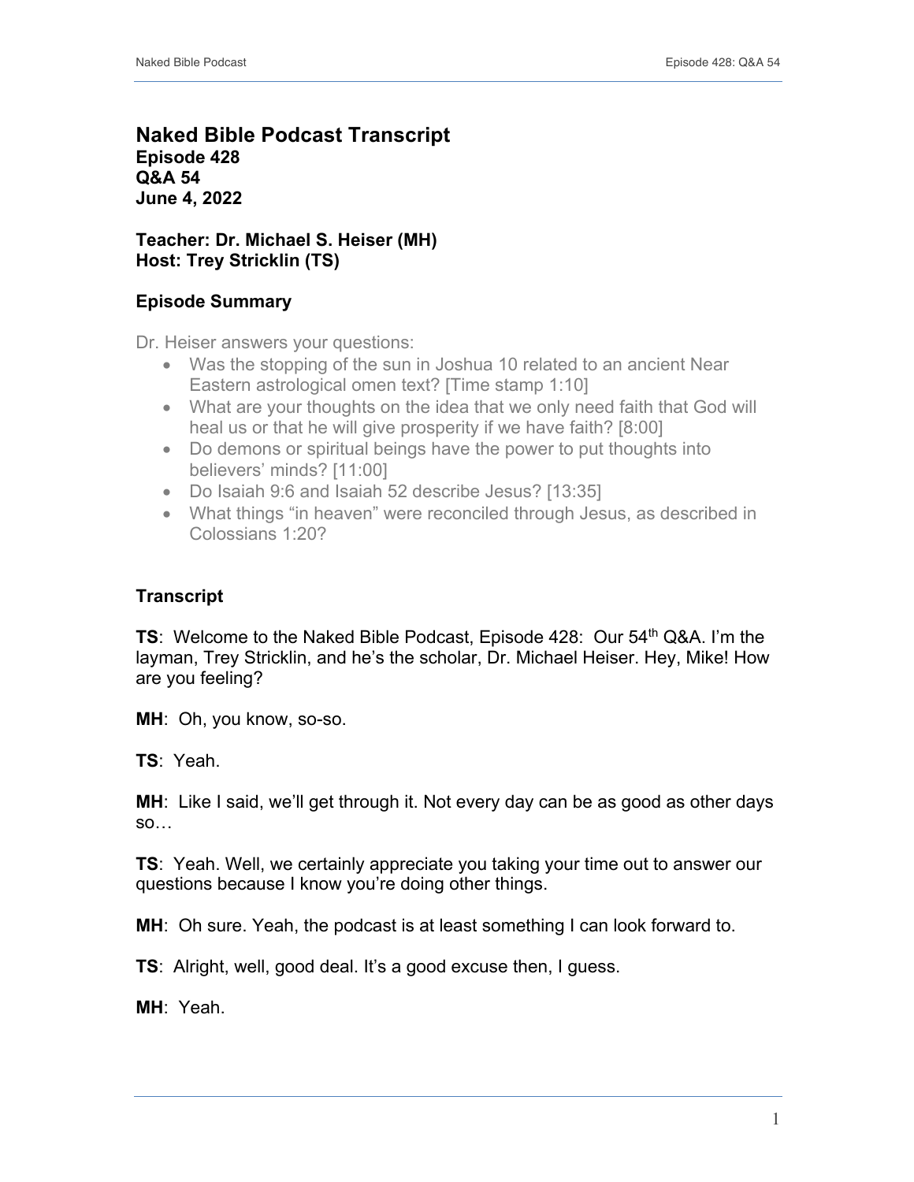# Naked Bible Podcast Transcript

**Episode 428**
**Q&A 54**
**June 4, 2022**

**Teacher: Dr. Michael S. Heiser (MH)**
**Host: Trey Stricklin (TS)**

## Episode Summary

Dr. Heiser answers your questions:

- Was the stopping of the sun in Joshua 10 related to an ancient Near Eastern astrological omen text? [Time stamp 1:10]
- What are your thoughts on the idea that we only need faith that God will heal us or that he will give prosperity if we have faith? [8:00]
- Do demons or spiritual beings have the power to put thoughts into believers' minds? [11:00]
- Do Isaiah 9:6 and Isaiah 52 describe Jesus? [13:35]
- What things "in heaven" were reconciled through Jesus, as described in Colossians 1:20?

## Transcript

**TS**: Welcome to the Naked Bible Podcast, Episode 428: Our 54th Q&A. I'm the layman, Trey Stricklin, and he's the scholar, Dr. Michael Heiser. Hey, Mike! How are you feeling?

**MH**: Oh, you know, so-so.

**TS**: Yeah.

**MH**: Like I said, we'll get through it. Not every day can be as good as other days so…

**TS**: Yeah. Well, we certainly appreciate you taking your time out to answer our questions because I know you're doing other things.

**MH**: Oh sure. Yeah, the podcast is at least something I can look forward to.

**TS**: Alright, well, good deal. It's a good excuse then, I guess.

**MH**: Yeah.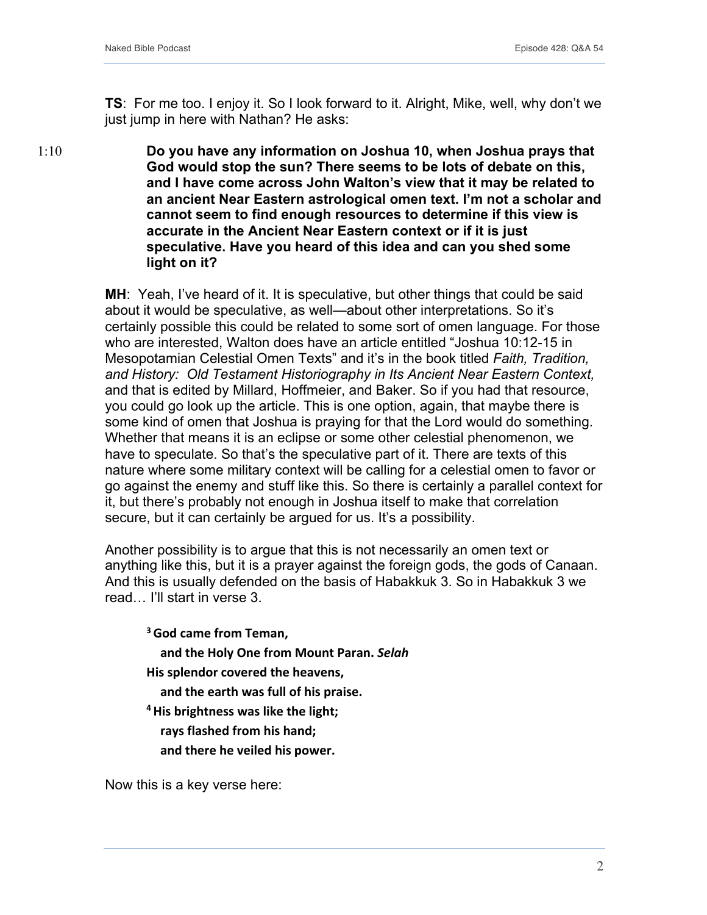**TS**: For me too. I enjoy it. So I look forward to it. Alright, Mike, well, why don't we just jump in here with Nathan? He asks:

1:10

> **Do you have any information on Joshua 10, when Joshua prays that God would stop the sun? There seems to be lots of debate on this, and I have come across John Walton's view that it may be related to an ancient Near Eastern astrological omen text. I'm not a scholar and cannot seem to find enough resources to determine if this view is accurate in the Ancient Near Eastern context or if it is just speculative. Have you heard of this idea and can you shed some light on it?**

**MH**: Yeah, I've heard of it. It is speculative, but other things that could be said about it would be speculative, as well—about other interpretations. So it's certainly possible this could be related to some sort of omen language. For those who are interested, Walton does have an article entitled "Joshua 10:12-15 in Mesopotamian Celestial Omen Texts" and it's in the book titled *Faith, Tradition, and History: Old Testament Historiography in Its Ancient Near Eastern Context,* and that is edited by Millard, Hoffmeier, and Baker. So if you had that resource, you could go look up the article. This is one option, again, that maybe there is some kind of omen that Joshua is praying for that the Lord would do something. Whether that means it is an eclipse or some other celestial phenomenon, we have to speculate. So that's the speculative part of it. There are texts of this nature where some military context will be calling for a celestial omen to favor or go against the enemy and stuff like this. So there is certainly a parallel context for it, but there's probably not enough in Joshua itself to make that correlation secure, but it can certainly be argued for us. It's a possibility.

Another possibility is to argue that this is not necessarily an omen text or anything like this, but it is a prayer against the foreign gods, the gods of Canaan. And this is usually defended on the basis of Habakkuk 3. So in Habakkuk 3 we read… I'll start in verse 3.

> **3 God came from Teman,**
> **and the Holy One from Mount Paran.** ***Selah***
> **His splendor covered the heavens,**
> **and the earth was full of his praise.**
> **4 His brightness was like the light;**
> **rays flashed from his hand;**
> **and there he veiled his power.**

Now this is a key verse here: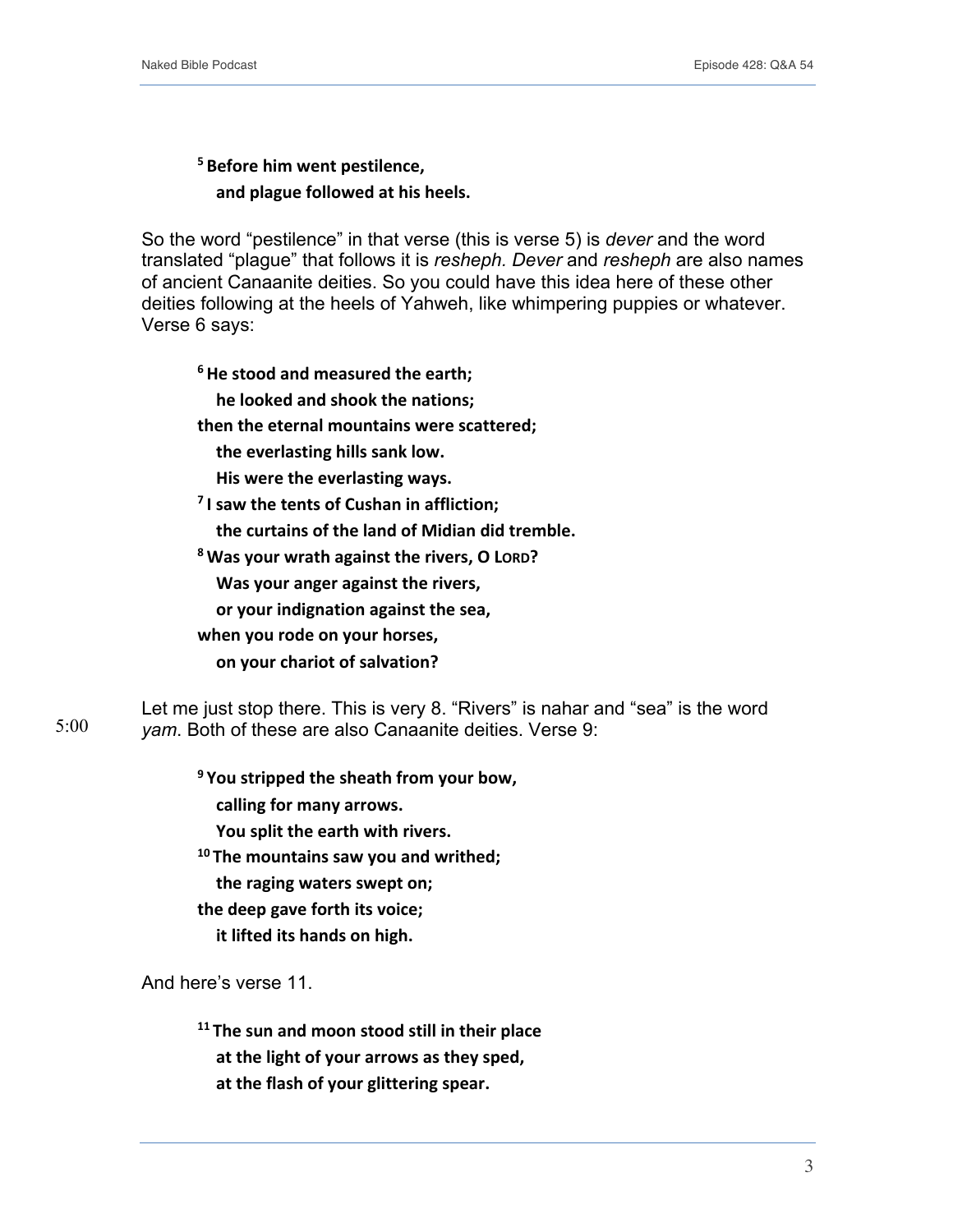**[5] Before him went pestilence,**
**and plague followed at his heels.**

So the word "pestilence" in that verse (this is verse 5) is *dever* and the word translated "plague" that follows it is *resheph. Dever* and *resheph* are also names of ancient Canaanite deities. So you could have this idea here of these other deities following at the heels of Yahweh, like whimpering puppies or whatever. Verse 6 says:

**[6] He stood and measured the earth;**
**he looked and shook the nations;**
**then the eternal mountains were scattered;**
**the everlasting hills sank low.**
**His were the everlasting ways.**
**[7] I saw the tents of Cushan in affliction;**
**the curtains of the land of Midian did tremble.**
**[8] Was your wrath against the rivers, O LORD?**
**Was your anger against the rivers,**
**or your indignation against the sea,**
**when you rode on your horses,**
**on your chariot of salvation?**

5:00

Let me just stop there. This is very 8. "Rivers" is nahar and "sea" is the word *yam*. Both of these are also Canaanite deities. Verse 9:

**[9] You stripped the sheath from your bow,**
**calling for many arrows.**
**You split the earth with rivers.**
**[10] The mountains saw you and writhed;**
**the raging waters swept on;**
**the deep gave forth its voice;**
**it lifted its hands on high.**

And here's verse 11.

**[11] The sun and moon stood still in their place**
**at the light of your arrows as they sped,**
**at the flash of your glittering spear.**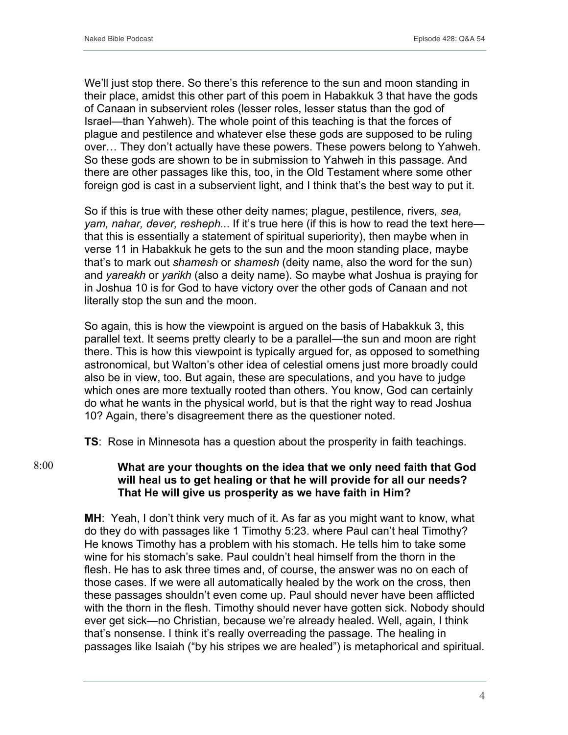We'll just stop there. So there's this reference to the sun and moon standing in their place, amidst this other part of this poem in Habakkuk 3 that have the gods of Canaan in subservient roles (lesser roles, lesser status than the god of Israel—than Yahweh). The whole point of this teaching is that the forces of plague and pestilence and whatever else these gods are supposed to be ruling over… They don't actually have these powers. These powers belong to Yahweh. So these gods are shown to be in submission to Yahweh in this passage. And there are other passages like this, too, in the Old Testament where some other foreign god is cast in a subservient light, and I think that's the best way to put it.

So if this is true with these other deity names; plague, pestilence, rivers*, sea, yam, nahar, dever, resheph..*. If it's true here (if this is how to read the text here—that this is essentially a statement of spiritual superiority), then maybe when in verse 11 in Habakkuk he gets to the sun and the moon standing place, maybe that's to mark out *shamesh* or *shamesh* (deity name, also the word for the sun) and *yareakh* or *yarikh* (also a deity name). So maybe what Joshua is praying for in Joshua 10 is for God to have victory over the other gods of Canaan and not literally stop the sun and the moon.

So again, this is how the viewpoint is argued on the basis of Habakkuk 3, this parallel text. It seems pretty clearly to be a parallel—the sun and moon are right there. This is how this viewpoint is typically argued for, as opposed to something astronomical, but Walton's other idea of celestial omens just more broadly could also be in view, too. But again, these are speculations, and you have to judge which ones are more textually rooted than others. You know, God can certainly do what he wants in the physical world, but is that the right way to read Joshua 10? Again, there's disagreement there as the questioner noted.

**TS**: Rose in Minnesota has a question about the prosperity in faith teachings.

8:00

**What are your thoughts on the idea that we only need faith that God will heal us to get healing or that he will provide for all our needs? That He will give us prosperity as we have faith in Him?**

**MH**: Yeah, I don't think very much of it. As far as you might want to know, what do they do with passages like 1 Timothy 5:23. where Paul can't heal Timothy? He knows Timothy has a problem with his stomach. He tells him to take some wine for his stomach's sake. Paul couldn't heal himself from the thorn in the flesh. He has to ask three times and, of course, the answer was no on each of those cases. If we were all automatically healed by the work on the cross, then these passages shouldn't even come up. Paul should never have been afflicted with the thorn in the flesh. Timothy should never have gotten sick. Nobody should ever get sick—no Christian, because we're already healed. Well, again, I think that's nonsense. I think it's really overreading the passage. The healing in passages like Isaiah ("by his stripes we are healed") is metaphorical and spiritual.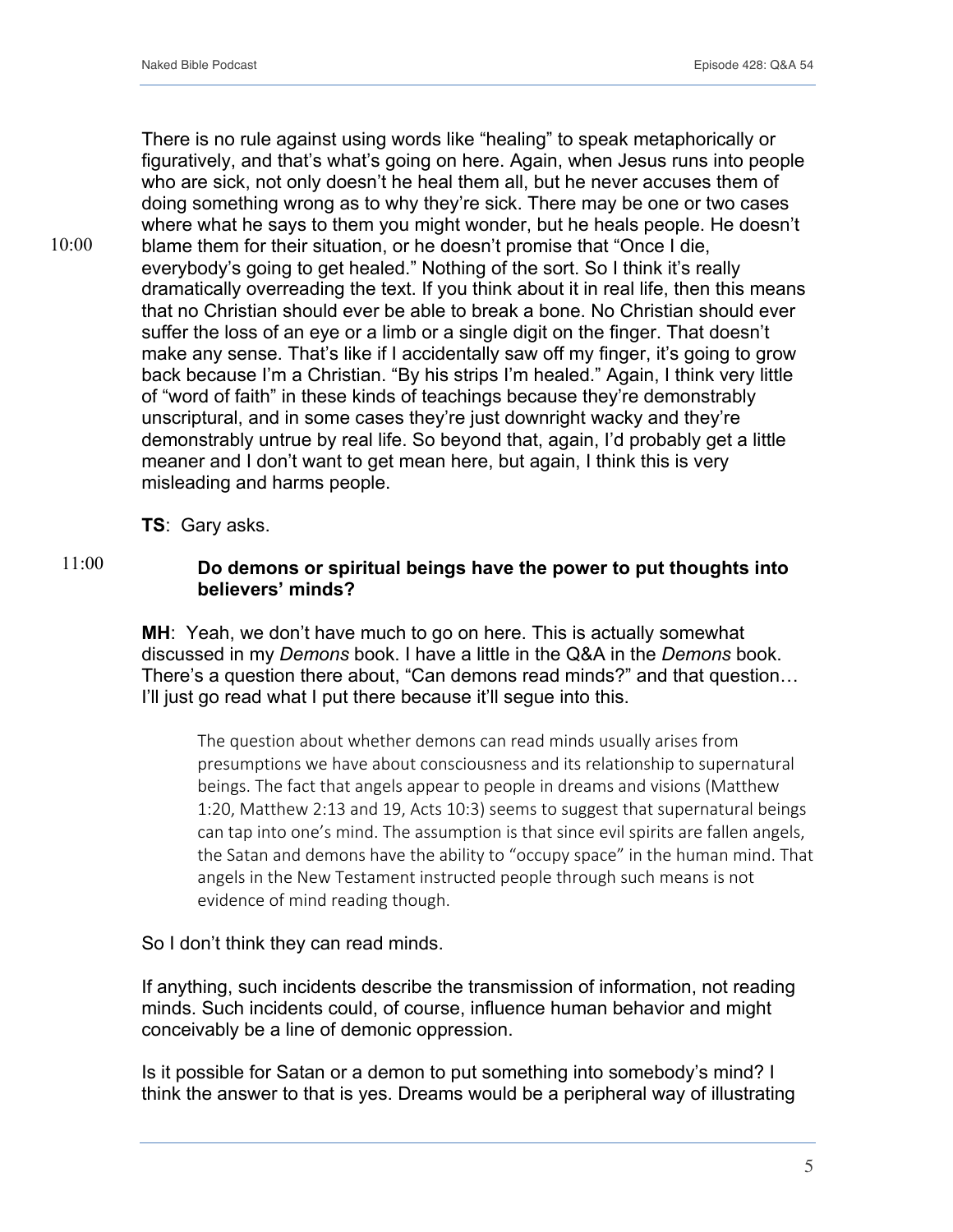There is no rule against using words like "healing" to speak metaphorically or figuratively, and that's what's going on here. Again, when Jesus runs into people who are sick, not only doesn't he heal them all, but he never accuses them of doing something wrong as to why they're sick. There may be one or two cases where what he says to them you might wonder, but he heals people. He doesn't blame them for their situation, or he doesn't promise that "Once I die, everybody's going to get healed." Nothing of the sort. So I think it's really dramatically overreading the text. If you think about it in real life, then this means that no Christian should ever be able to break a bone. No Christian should ever suffer the loss of an eye or a limb or a single digit on the finger. That doesn't make any sense. That's like if I accidentally saw off my finger, it's going to grow back because I'm a Christian. "By his strips I'm healed." Again, I think very little of "word of faith" in these kinds of teachings because they're demonstrably unscriptural, and in some cases they're just downright wacky and they're demonstrably untrue by real life. So beyond that, again, I'd probably get a little meaner and I don't want to get mean here, but again, I think this is very misleading and harms people.

**TS**: Gary asks.

**Do demons or spiritual beings have the power to put thoughts into believers' minds?**

**MH**: Yeah, we don't have much to go on here. This is actually somewhat discussed in my *Demons* book. I have a little in the Q&A in the *Demons* book. There's a question there about, "Can demons read minds?" and that question… I'll just go read what I put there because it'll segue into this.

> The question about whether demons can read minds usually arises from presumptions we have about consciousness and its relationship to supernatural beings. The fact that angels appear to people in dreams and visions (Matthew 1:20, Matthew 2:13 and 19, Acts 10:3) seems to suggest that supernatural beings can tap into one's mind. The assumption is that since evil spirits are fallen angels, the Satan and demons have the ability to "occupy space" in the human mind. That angels in the New Testament instructed people through such means is not evidence of mind reading though.

So I don't think they can read minds.

If anything, such incidents describe the transmission of information, not reading minds. Such incidents could, of course, influence human behavior and might conceivably be a line of demonic oppression.

Is it possible for Satan or a demon to put something into somebody's mind? I think the answer to that is yes. Dreams would be a peripheral way of illustrating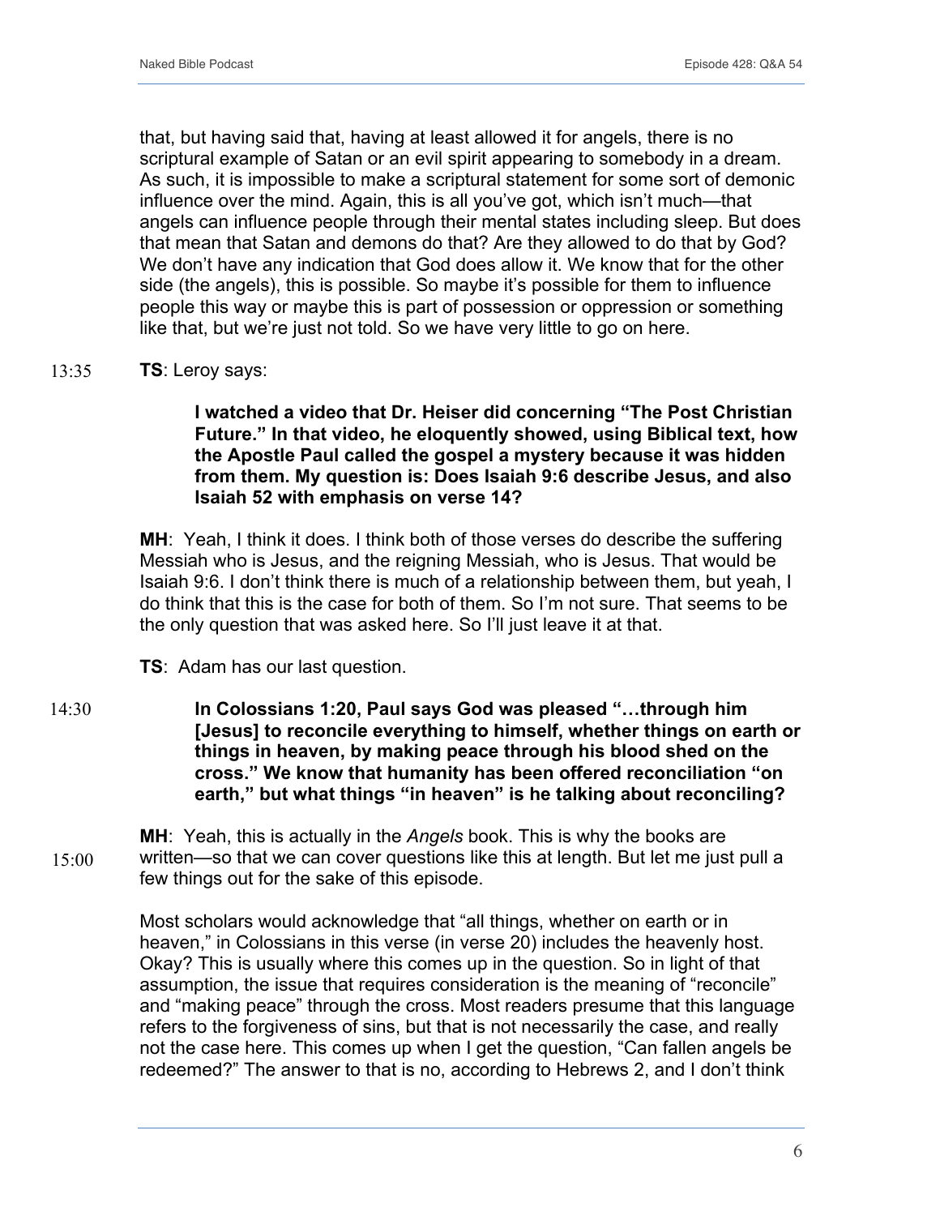that, but having said that, having at least allowed it for angels, there is no scriptural example of Satan or an evil spirit appearing to somebody in a dream. As such, it is impossible to make a scriptural statement for some sort of demonic influence over the mind. Again, this is all you've got, which isn't much—that angels can influence people through their mental states including sleep. But does that mean that Satan and demons do that? Are they allowed to do that by God? We don't have any indication that God does allow it. We know that for the other side (the angels), this is possible. So maybe it's possible for them to influence people this way or maybe this is part of possession or oppression or something like that, but we're just not told. So we have very little to go on here.

13:35 **TS**: Leroy says:

> **I watched a video that Dr. Heiser did concerning "The Post Christian Future." In that video, he eloquently showed, using Biblical text, how the Apostle Paul called the gospel a mystery because it was hidden from them. My question is: Does Isaiah 9:6 describe Jesus, and also Isaiah 52 with emphasis on verse 14?**

**MH**: Yeah, I think it does. I think both of those verses do describe the suffering Messiah who is Jesus, and the reigning Messiah, who is Jesus. That would be Isaiah 9:6. I don't think there is much of a relationship between them, but yeah, I do think that this is the case for both of them. So I'm not sure. That seems to be the only question that was asked here. So I'll just leave it at that.

**TS**: Adam has our last question.

14:30

> **In Colossians 1:20, Paul says God was pleased "…through him [Jesus] to reconcile everything to himself, whether things on earth or things in heaven, by making peace through his blood shed on the cross." We know that humanity has been offered reconciliation "on earth," but what things "in heaven" is he talking about reconciling?**

15:00 **MH**: Yeah, this is actually in the *Angels* book. This is why the books are written—so that we can cover questions like this at length. But let me just pull a few things out for the sake of this episode.

Most scholars would acknowledge that "all things, whether on earth or in heaven," in Colossians in this verse (in verse 20) includes the heavenly host. Okay? This is usually where this comes up in the question. So in light of that assumption, the issue that requires consideration is the meaning of "reconcile" and "making peace" through the cross. Most readers presume that this language refers to the forgiveness of sins, but that is not necessarily the case, and really not the case here. This comes up when I get the question, "Can fallen angels be redeemed?" The answer to that is no, according to Hebrews 2, and I don't think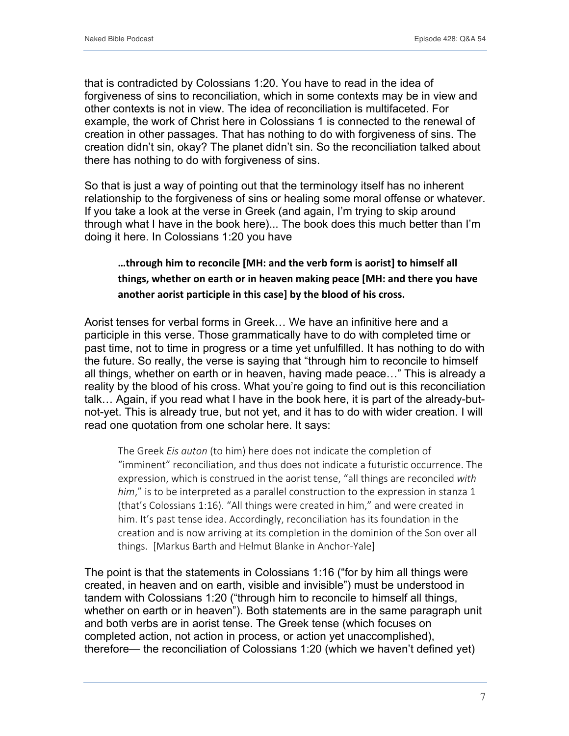that is contradicted by Colossians 1:20. You have to read in the idea of forgiveness of sins to reconciliation, which in some contexts may be in view and other contexts is not in view. The idea of reconciliation is multifaceted. For example, the work of Christ here in Colossians 1 is connected to the renewal of creation in other passages. That has nothing to do with forgiveness of sins. The creation didn't sin, okay? The planet didn't sin. So the reconciliation talked about there has nothing to do with forgiveness of sins.

So that is just a way of pointing out that the terminology itself has no inherent relationship to the forgiveness of sins or healing some moral offense or whatever. If you take a look at the verse in Greek (and again, I'm trying to skip around through what I have in the book here)... The book does this much better than I'm doing it here. In Colossians 1:20 you have

> **…through him to reconcile [MH: and the verb form is aorist] to himself all things, whether on earth or in heaven making peace [MH: and there you have another aorist participle in this case] by the blood of his cross.**

Aorist tenses for verbal forms in Greek… We have an infinitive here and a participle in this verse. Those grammatically have to do with completed time or past time, not to time in progress or a time yet unfulfilled. It has nothing to do with the future. So really, the verse is saying that "through him to reconcile to himself all things, whether on earth or in heaven, having made peace…" This is already a reality by the blood of his cross. What you're going to find out is this reconciliation talk… Again, if you read what I have in the book here, it is part of the already-but-not-yet. This is already true, but not yet, and it has to do with wider creation. I will read one quotation from one scholar here. It says:

> The Greek *Eis auton* (to him) here does not indicate the completion of "imminent" reconciliation, and thus does not indicate a futuristic occurrence. The expression, which is construed in the aorist tense, "all things are reconciled *with him*," is to be interpreted as a parallel construction to the expression in stanza 1 (that's Colossians 1:16). "All things were created in him," and were created in him. It's past tense idea. Accordingly, reconciliation has its foundation in the creation and is now arriving at its completion in the dominion of the Son over all things. [Markus Barth and Helmut Blanke in Anchor-Yale]

The point is that the statements in Colossians 1:16 ("for by him all things were created, in heaven and on earth, visible and invisible") must be understood in tandem with Colossians 1:20 ("through him to reconcile to himself all things, whether on earth or in heaven"). Both statements are in the same paragraph unit and both verbs are in aorist tense. The Greek tense (which focuses on completed action, not action in process, or action yet unaccomplished), therefore— the reconciliation of Colossians 1:20 (which we haven't defined yet)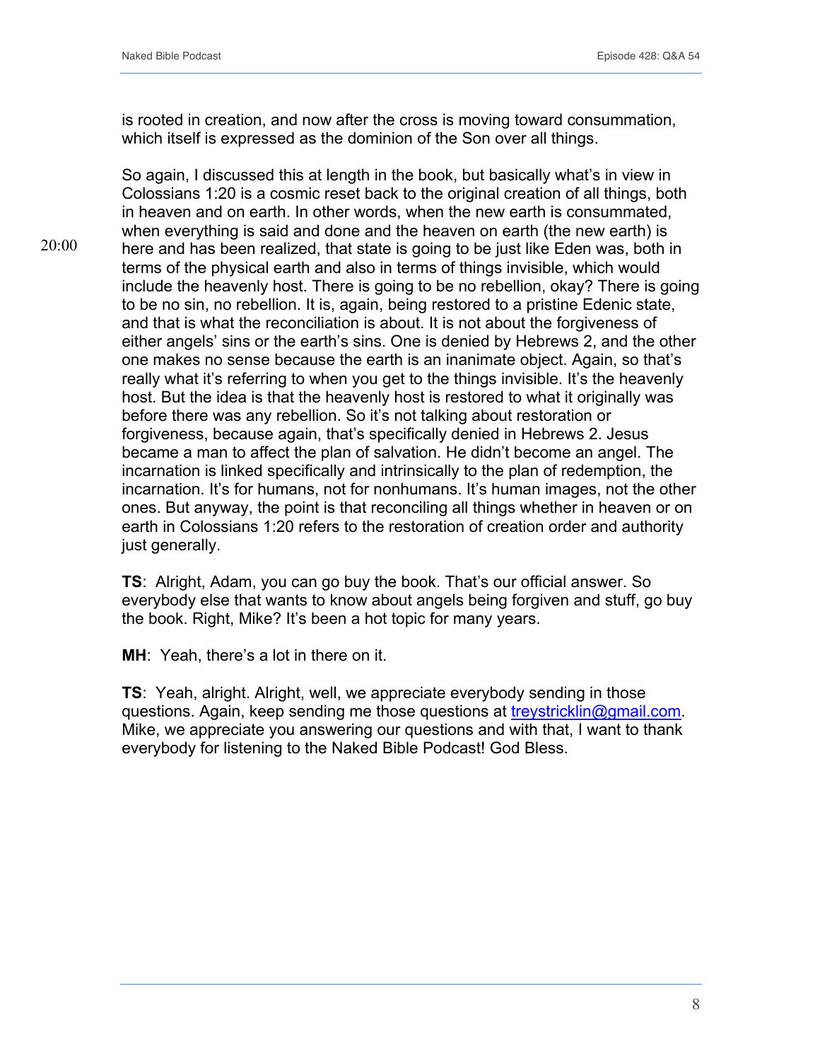is rooted in creation, and now after the cross is moving toward consummation, which itself is expressed as the dominion of the Son over all things.

So again, I discussed this at length in the book, but basically what's in view in Colossians 1:20 is a cosmic reset back to the original creation of all things, both in heaven and on earth. In other words, when the new earth is consummated, when everything is said and done and the heaven on earth (the new earth) is here and has been realized, that state is going to be just like Eden was, both in terms of the physical earth and also in terms of things invisible, which would include the heavenly host. There is going to be no rebellion, okay? There is going to be no sin, no rebellion. It is, again, being restored to a pristine Edenic state, and that is what the reconciliation is about. It is not about the forgiveness of either angels' sins or the earth's sins. One is denied by Hebrews 2, and the other one makes no sense because the earth is an inanimate object. Again, so that's really what it's referring to when you get to the things invisible. It's the heavenly host. But the idea is that the heavenly host is restored to what it originally was before there was any rebellion. So it's not talking about restoration or forgiveness, because again, that's specifically denied in Hebrews 2. Jesus became a man to affect the plan of salvation. He didn't become an angel. The incarnation is linked specifically and intrinsically to the plan of redemption, the incarnation. It's for humans, not for nonhumans. It's human images, not the other ones. But anyway, the point is that reconciling all things whether in heaven or on earth in Colossians 1:20 refers to the restoration of creation order and authority just generally.

20:00

**TS**: Alright, Adam, you can go buy the book. That's our official answer. So everybody else that wants to know about angels being forgiven and stuff, go buy the book. Right, Mike? It's been a hot topic for many years.

**MH**: Yeah, there's a lot in there on it.

**TS**: Yeah, alright. Alright, well, we appreciate everybody sending in those questions. Again, keep sending me those questions at treystricklin@gmail.com. Mike, we appreciate you answering our questions and with that, I want to thank everybody for listening to the Naked Bible Podcast! God Bless.